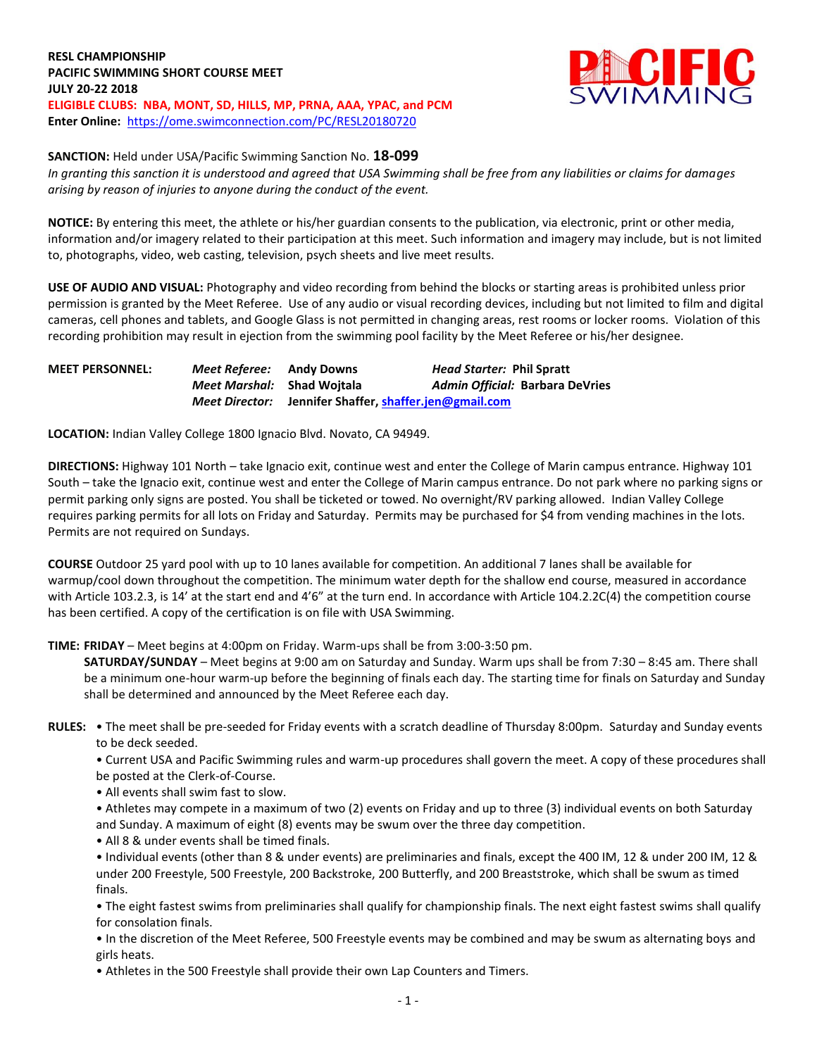**RESL CHAMPIONSHIP**
**PACIFIC SWIMMING SHORT COURSE MEET**
**JULY 20-22 2018**
**ELIGIBLE CLUBS: NBA, MONT, SD, HILLS, MP, PRNA, AAA, YPAC, and PCM**
**Enter Online:** https://ome.swimconnection.com/PC/RESL20180720

**SANCTION:** Held under USA/Pacific Swimming Sanction No. **18-099**
*In granting this sanction it is understood and agreed that USA Swimming shall be free from any liabilities or claims for damages arising by reason of injuries to anyone during the conduct of the event.*

**NOTICE:** By entering this meet, the athlete or his/her guardian consents to the publication, via electronic, print or other media, information and/or imagery related to their participation at this meet. Such information and imagery may include, but is not limited to, photographs, video, web casting, television, psych sheets and live meet results.

**USE OF AUDIO AND VISUAL:** Photography and video recording from behind the blocks or starting areas is prohibited unless prior permission is granted by the Meet Referee. Use of any audio or visual recording devices, including but not limited to film and digital cameras, cell phones and tablets, and Google Glass is not permitted in changing areas, rest rooms or locker rooms. Violation of this recording prohibition may result in ejection from the swimming pool facility by the Meet Referee or his/her designee.

**MEET PERSONNEL:**
*Meet Referee:* **Andy Downs** — *Head Starter:* **Phil Spratt**
*Meet Marshal:* **Shad Wojtala** — *Admin Official:* **Barbara DeVries**
*Meet Director:* **Jennifer Shaffer, shaffer.jen@gmail.com**

**LOCATION:** Indian Valley College 1800 Ignacio Blvd. Novato, CA 94949.

**DIRECTIONS:** Highway 101 North – take Ignacio exit, continue west and enter the College of Marin campus entrance. Highway 101 South – take the Ignacio exit, continue west and enter the College of Marin campus entrance. Do not park where no parking signs or permit parking only signs are posted. You shall be ticketed or towed. No overnight/RV parking allowed. Indian Valley College requires parking permits for all lots on Friday and Saturday. Permits may be purchased for $4 from vending machines in the lots. Permits are not required on Sundays.

**COURSE** Outdoor 25 yard pool with up to 10 lanes available for competition. An additional 7 lanes shall be available for warmup/cool down throughout the competition. The minimum water depth for the shallow end course, measured in accordance with Article 103.2.3, is 14' at the start end and 4'6" at the turn end. In accordance with Article 104.2.2C(4) the competition course has been certified. A copy of the certification is on file with USA Swimming.

**TIME: FRIDAY** – Meet begins at 4:00pm on Friday. Warm-ups shall be from 3:00-3:50 pm.
**SATURDAY/SUNDAY** – Meet begins at 9:00 am on Saturday and Sunday. Warm ups shall be from 7:30 – 8:45 am. There shall be a minimum one-hour warm-up before the beginning of finals each day. The starting time for finals on Saturday and Sunday shall be determined and announced by the Meet Referee each day.

**RULES:**
- The meet shall be pre-seeded for Friday events with a scratch deadline of Thursday 8:00pm. Saturday and Sunday events to be deck seeded.
- Current USA and Pacific Swimming rules and warm-up procedures shall govern the meet. A copy of these procedures shall be posted at the Clerk-of-Course.
- All events shall swim fast to slow.
- Athletes may compete in a maximum of two (2) events on Friday and up to three (3) individual events on both Saturday and Sunday. A maximum of eight (8) events may be swum over the three day competition.
- All 8 & under events shall be timed finals.
- Individual events (other than 8 & under events) are preliminaries and finals, except the 400 IM, 12 & under 200 IM, 12 & under 200 Freestyle, 500 Freestyle, 200 Backstroke, 200 Butterfly, and 200 Breaststroke, which shall be swum as timed finals.
- The eight fastest swims from preliminaries shall qualify for championship finals. The next eight fastest swims shall qualify for consolation finals.
- In the discretion of the Meet Referee, 500 Freestyle events may be combined and may be swum as alternating boys and girls heats.
- Athletes in the 500 Freestyle shall provide their own Lap Counters and Timers.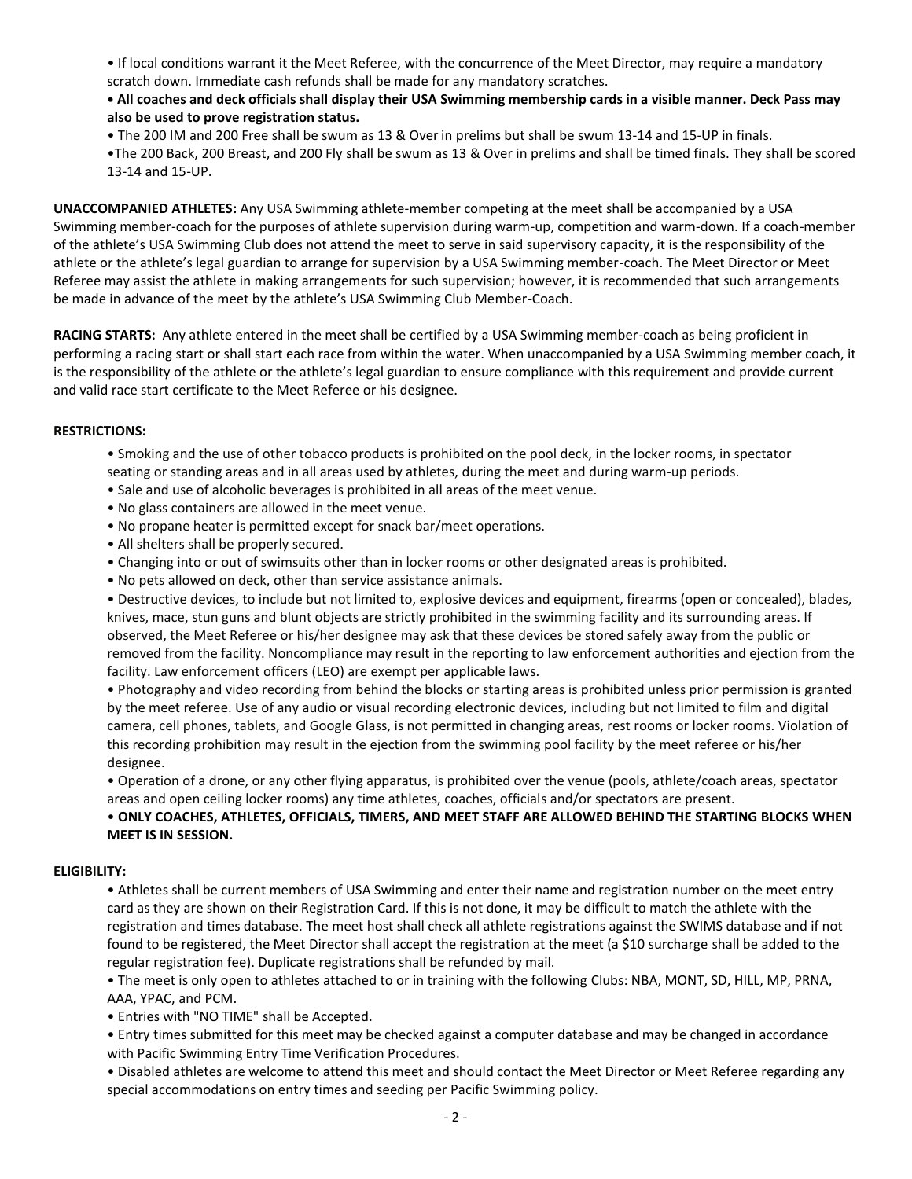- If local conditions warrant it the Meet Referee, with the concurrence of the Meet Director, may require a mandatory scratch down. Immediate cash refunds shall be made for any mandatory scratches.
- **All coaches and deck officials shall display their USA Swimming membership cards in a visible manner. Deck Pass may also be used to prove registration status.**
- The 200 IM and 200 Free shall be swum as 13 & Over in prelims but shall be swum 13-14 and 15-UP in finals.
- The 200 Back, 200 Breast, and 200 Fly shall be swum as 13 & Over in prelims and shall be timed finals. They shall be scored 13-14 and 15-UP.

**UNACCOMPANIED ATHLETES:** Any USA Swimming athlete-member competing at the meet shall be accompanied by a USA Swimming member-coach for the purposes of athlete supervision during warm-up, competition and warm-down. If a coach-member of the athlete's USA Swimming Club does not attend the meet to serve in said supervisory capacity, it is the responsibility of the athlete or the athlete's legal guardian to arrange for supervision by a USA Swimming member-coach. The Meet Director or Meet Referee may assist the athlete in making arrangements for such supervision; however, it is recommended that such arrangements be made in advance of the meet by the athlete's USA Swimming Club Member-Coach.

**RACING STARTS:** Any athlete entered in the meet shall be certified by a USA Swimming member-coach as being proficient in performing a racing start or shall start each race from within the water. When unaccompanied by a USA Swimming member coach, it is the responsibility of the athlete or the athlete's legal guardian to ensure compliance with this requirement and provide current and valid race start certificate to the Meet Referee or his designee.

**RESTRICTIONS:**

- Smoking and the use of other tobacco products is prohibited on the pool deck, in the locker rooms, in spectator seating or standing areas and in all areas used by athletes, during the meet and during warm-up periods.
- Sale and use of alcoholic beverages is prohibited in all areas of the meet venue.
- No glass containers are allowed in the meet venue.
- No propane heater is permitted except for snack bar/meet operations.
- All shelters shall be properly secured.
- Changing into or out of swimsuits other than in locker rooms or other designated areas is prohibited.
- No pets allowed on deck, other than service assistance animals.
- Destructive devices, to include but not limited to, explosive devices and equipment, firearms (open or concealed), blades, knives, mace, stun guns and blunt objects are strictly prohibited in the swimming facility and its surrounding areas. If observed, the Meet Referee or his/her designee may ask that these devices be stored safely away from the public or removed from the facility. Noncompliance may result in the reporting to law enforcement authorities and ejection from the facility. Law enforcement officers (LEO) are exempt per applicable laws.
- Photography and video recording from behind the blocks or starting areas is prohibited unless prior permission is granted by the meet referee. Use of any audio or visual recording electronic devices, including but not limited to film and digital camera, cell phones, tablets, and Google Glass, is not permitted in changing areas, rest rooms or locker rooms. Violation of this recording prohibition may result in the ejection from the swimming pool facility by the meet referee or his/her designee.
- Operation of a drone, or any other flying apparatus, is prohibited over the venue (pools, athlete/coach areas, spectator areas and open ceiling locker rooms) any time athletes, coaches, officials and/or spectators are present.
- **ONLY COACHES, ATHLETES, OFFICIALS, TIMERS, AND MEET STAFF ARE ALLOWED BEHIND THE STARTING BLOCKS WHEN MEET IS IN SESSION.**

**ELIGIBILITY:**

- Athletes shall be current members of USA Swimming and enter their name and registration number on the meet entry card as they are shown on their Registration Card. If this is not done, it may be difficult to match the athlete with the registration and times database. The meet host shall check all athlete registrations against the SWIMS database and if not found to be registered, the Meet Director shall accept the registration at the meet (a $10 surcharge shall be added to the regular registration fee). Duplicate registrations shall be refunded by mail.
- The meet is only open to athletes attached to or in training with the following Clubs: NBA, MONT, SD, HILL, MP, PRNA, AAA, YPAC, and PCM.
- Entries with "NO TIME" shall be Accepted.
- Entry times submitted for this meet may be checked against a computer database and may be changed in accordance with Pacific Swimming Entry Time Verification Procedures.
- Disabled athletes are welcome to attend this meet and should contact the Meet Director or Meet Referee regarding any special accommodations on entry times and seeding per Pacific Swimming policy.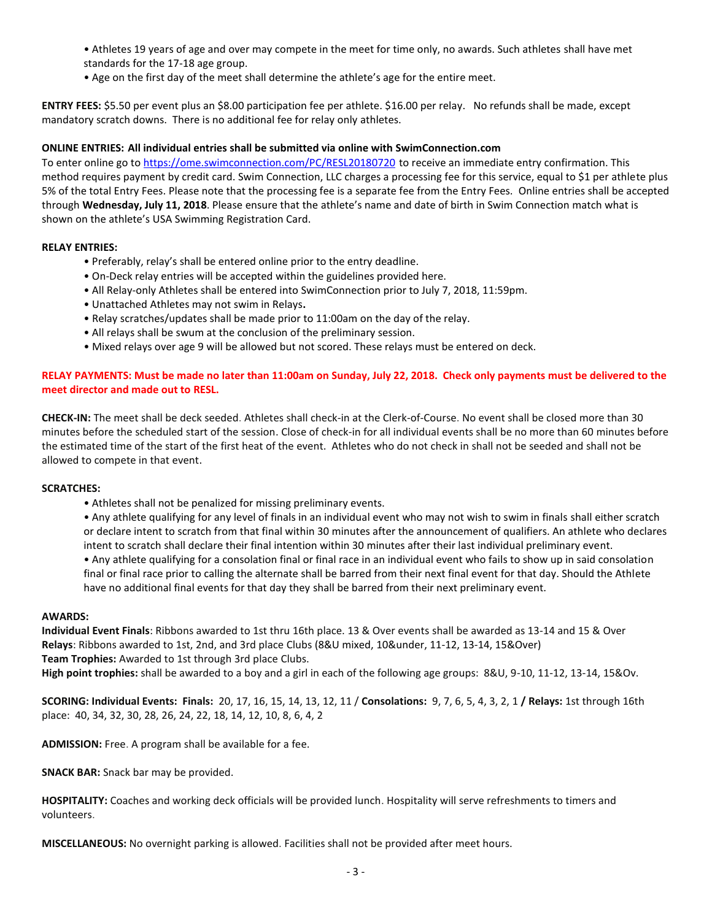• Athletes 19 years of age and over may compete in the meet for time only, no awards. Such athletes shall have met standards for the 17-18 age group.
• Age on the first day of the meet shall determine the athlete's age for the entire meet.

**ENTRY FEES:** $5.50 per event plus an $8.00 participation fee per athlete. $16.00 per relay. No refunds shall be made, except mandatory scratch downs. There is no additional fee for relay only athletes.

**ONLINE ENTRIES: All individual entries shall be submitted via online with SwimConnection.com**
To enter online go to https://ome.swimconnection.com/PC/RESL20180720 to receive an immediate entry confirmation. This method requires payment by credit card. Swim Connection, LLC charges a processing fee for this service, equal to $1 per athlete plus 5% of the total Entry Fees. Please note that the processing fee is a separate fee from the Entry Fees. Online entries shall be accepted through **Wednesday, July 11, 2018**. Please ensure that the athlete's name and date of birth in Swim Connection match what is shown on the athlete's USA Swimming Registration Card.

**RELAY ENTRIES:**

- Preferably, relay's shall be entered online prior to the entry deadline.
- On-Deck relay entries will be accepted within the guidelines provided here.
- All Relay-only Athletes shall be entered into SwimConnection prior to July 7, 2018, 11:59pm.
- Unattached Athletes may not swim in Relays**.**
- Relay scratches/updates shall be made prior to 11:00am on the day of the relay.
- All relays shall be swum at the conclusion of the preliminary session.
- Mixed relays over age 9 will be allowed but not scored. These relays must be entered on deck.

**RELAY PAYMENTS: Must be made no later than 11:00am on Sunday, July 22, 2018. Check only payments must be delivered to the meet director and made out to RESL.**

**CHECK-IN:** The meet shall be deck seeded. Athletes shall check-in at the Clerk-of-Course. No event shall be closed more than 30 minutes before the scheduled start of the session. Close of check-in for all individual events shall be no more than 60 minutes before the estimated time of the start of the first heat of the event. Athletes who do not check in shall not be seeded and shall not be allowed to compete in that event.

**SCRATCHES:**

- Athletes shall not be penalized for missing preliminary events.
- Any athlete qualifying for any level of finals in an individual event who may not wish to swim in finals shall either scratch or declare intent to scratch from that final within 30 minutes after the announcement of qualifiers. An athlete who declares intent to scratch shall declare their final intention within 30 minutes after their last individual preliminary event.
- Any athlete qualifying for a consolation final or final race in an individual event who fails to show up in said consolation final or final race prior to calling the alternate shall be barred from their next final event for that day. Should the Athlete have no additional final events for that day they shall be barred from their next preliminary event.

**AWARDS:**
**Individual Event Finals**: Ribbons awarded to 1st thru 16th place. 13 & Over events shall be awarded as 13-14 and 15 & Over
**Relays**: Ribbons awarded to 1st, 2nd, and 3rd place Clubs (8&U mixed, 10&under, 11-12, 13-14, 15&Over)
**Team Trophies:** Awarded to 1st through 3rd place Clubs.
**High point trophies:** shall be awarded to a boy and a girl in each of the following age groups: 8&U, 9-10, 11-12, 13-14, 15&Ov.

**SCORING: Individual Events: Finals:** 20, 17, 16, 15, 14, 13, 12, 11 / **Consolations:** 9, 7, 6, 5, 4, 3, 2, 1 **/ Relays:** 1st through 16th place: 40, 34, 32, 30, 28, 26, 24, 22, 18, 14, 12, 10, 8, 6, 4, 2

**ADMISSION:** Free. A program shall be available for a fee.

**SNACK BAR:** Snack bar may be provided.

**HOSPITALITY:** Coaches and working deck officials will be provided lunch. Hospitality will serve refreshments to timers and volunteers.

**MISCELLANEOUS:** No overnight parking is allowed. Facilities shall not be provided after meet hours.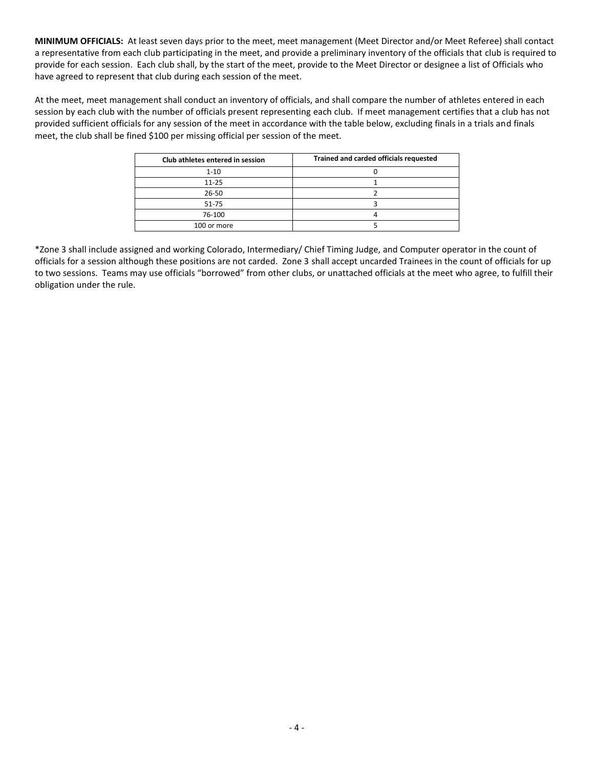**MINIMUM OFFICIALS:** At least seven days prior to the meet, meet management (Meet Director and/or Meet Referee) shall contact a representative from each club participating in the meet, and provide a preliminary inventory of the officials that club is required to provide for each session. Each club shall, by the start of the meet, provide to the Meet Director or designee a list of Officials who have agreed to represent that club during each session of the meet.

At the meet, meet management shall conduct an inventory of officials, and shall compare the number of athletes entered in each session by each club with the number of officials present representing each club. If meet management certifies that a club has not provided sufficient officials for any session of the meet in accordance with the table below, excluding finals in a trials and finals meet, the club shall be fined $100 per missing official per session of the meet.

| Club athletes entered in session | Trained and carded officials requested |
|---|---|
| 1-10 | 0 |
| 11-25 | 1 |
| 26-50 | 2 |
| 51-75 | 3 |
| 76-100 | 4 |
| 100 or more | 5 |

*Zone 3 shall include assigned and working Colorado, Intermediary/ Chief Timing Judge, and Computer operator in the count of officials for a session although these positions are not carded. Zone 3 shall accept uncarded Trainees in the count of officials for up to two sessions. Teams may use officials "borrowed" from other clubs, or unattached officials at the meet who agree, to fulfill their obligation under the rule.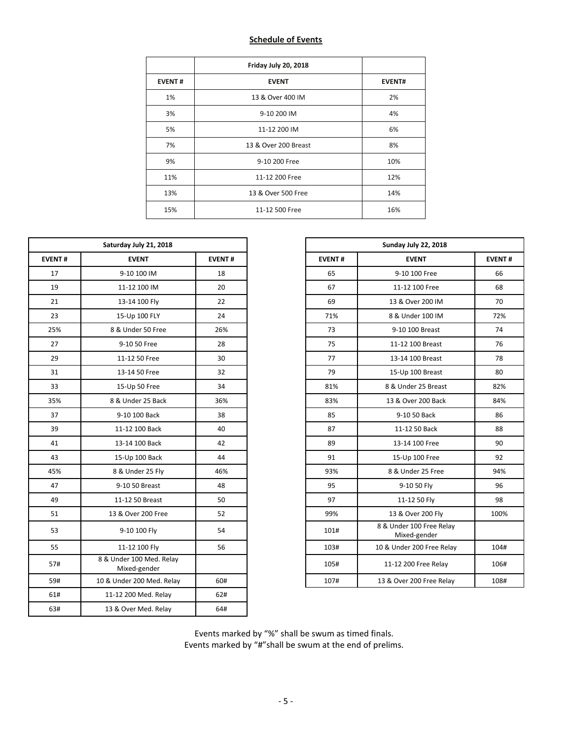## Schedule of Events

| | Friday July 20, 2018 | |
|---|---|---|
| EVENT # | EVENT | EVENT# |
| 1% | 13 & Over 400 IM | 2% |
| 3% | 9-10 200 IM | 4% |
| 5% | 11-12 200 IM | 6% |
| 7% | 13 & Over 200 Breast | 8% |
| 9% | 9-10 200 Free | 10% |
| 11% | 11-12 200 Free | 12% |
| 13% | 13 & Over 500 Free | 14% |
| 15% | 11-12 500 Free | 16% |

| | Saturday July 21, 2018 | |
|---|---|---|
| EVENT # | EVENT | EVENT # |
| 17 | 9-10 100 IM | 18 |
| 19 | 11-12 100 IM | 20 |
| 21 | 13-14 100 Fly | 22 |
| 23 | 15-Up 100 FLY | 24 |
| 25% | 8 & Under 50 Free | 26% |
| 27 | 9-10 50 Free | 28 |
| 29 | 11-12 50 Free | 30 |
| 31 | 13-14 50 Free | 32 |
| 33 | 15-Up 50 Free | 34 |
| 35% | 8 & Under 25 Back | 36% |
| 37 | 9-10 100 Back | 38 |
| 39 | 11-12 100 Back | 40 |
| 41 | 13-14 100 Back | 42 |
| 43 | 15-Up 100 Back | 44 |
| 45% | 8 & Under 25 Fly | 46% |
| 47 | 9-10 50 Breast | 48 |
| 49 | 11-12 50 Breast | 50 |
| 51 | 13 & Over 200 Free | 52 |
| 53 | 9-10 100 Fly | 54 |
| 55 | 11-12 100 Fly | 56 |
| 57# | 8 & Under 100 Med. Relay Mixed-gender | |
| 59# | 10 & Under 200 Med. Relay | 60# |
| 61# | 11-12 200 Med. Relay | 62# |
| 63# | 13 & Over Med. Relay | 64# |

| | Sunday July 22, 2018 | |
|---|---|---|
| EVENT # | EVENT | EVENT # |
| 65 | 9-10 100 Free | 66 |
| 67 | 11-12 100 Free | 68 |
| 69 | 13 & Over 200 IM | 70 |
| 71% | 8 & Under 100 IM | 72% |
| 73 | 9-10 100 Breast | 74 |
| 75 | 11-12 100 Breast | 76 |
| 77 | 13-14 100 Breast | 78 |
| 79 | 15-Up 100 Breast | 80 |
| 81% | 8 & Under 25 Breast | 82% |
| 83% | 13 & Over 200 Back | 84% |
| 85 | 9-10 50 Back | 86 |
| 87 | 11-12 50 Back | 88 |
| 89 | 13-14 100 Free | 90 |
| 91 | 15-Up 100 Free | 92 |
| 93% | 8 & Under 25 Free | 94% |
| 95 | 9-10 50 Fly | 96 |
| 97 | 11-12 50 Fly | 98 |
| 99% | 13 & Over 200 Fly | 100% |
| 101# | 8 & Under 100 Free Relay Mixed-gender | |
| 103# | 10 & Under 200 Free Relay | 104# |
| 105# | 11-12 200 Free Relay | 106# |
| 107# | 13 & Over 200 Free Relay | 108# |

Events marked by "%" shall be swum as timed finals.
Events marked by "#"shall be swum at the end of prelims.